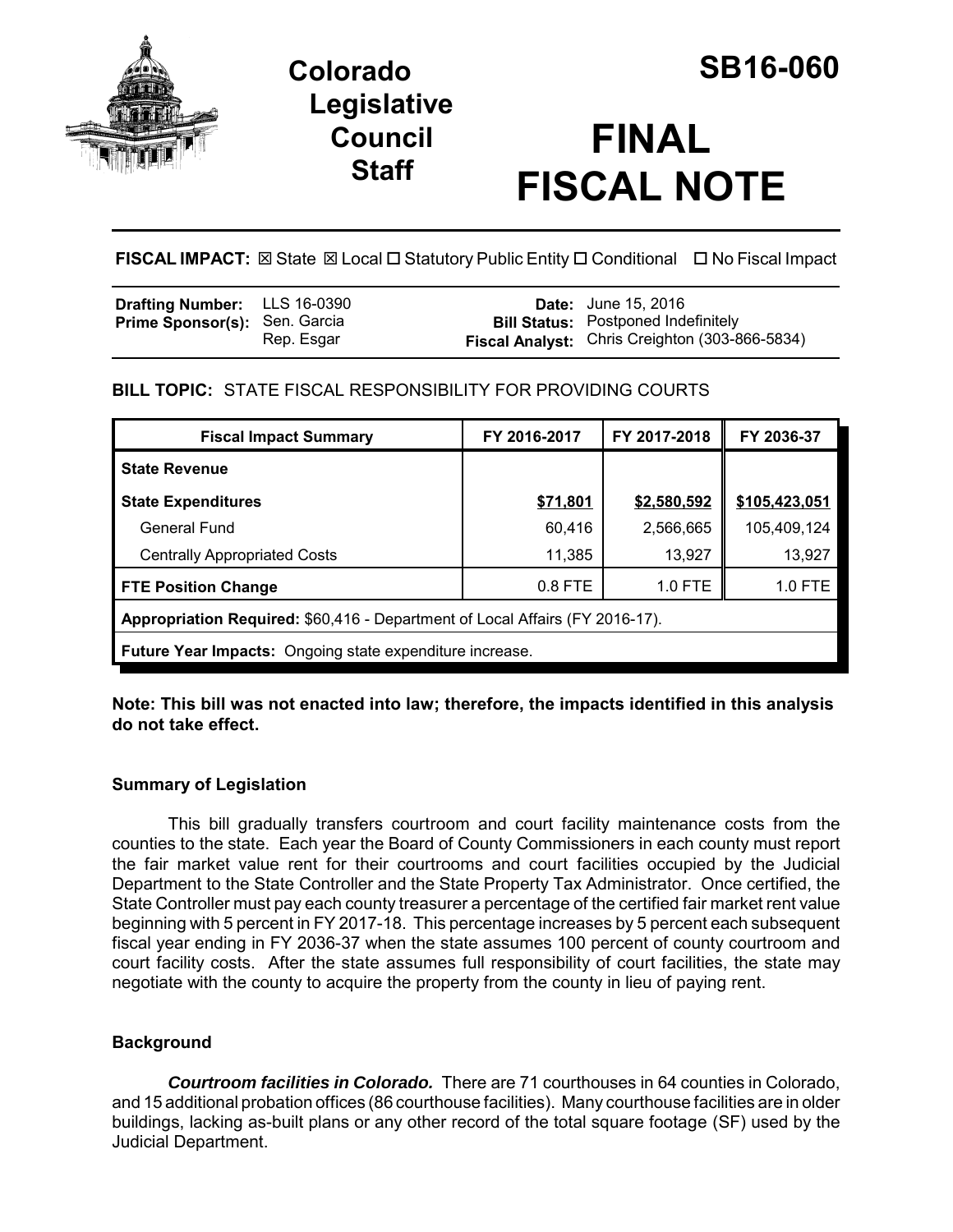# Colorado Legislative Council Staff

# SB16-060

# FINAL FISCAL NOTE

**FISCAL IMPACT:** ☒ State ☒ Local ☐ Statutory Public Entity ☐ Conditional ☐ No Fiscal Impact

| | | | |
|---|---|---|---|
| **Drafting Number:** | LLS 16-0390 | **Date:** | June 15, 2016 |
| **Prime Sponsor(s):** | Sen. Garcia<br>Rep. Esgar | **Bill Status:** | Postponed Indefinitely |
| | | **Fiscal Analyst:** | Chris Creighton (303-866-5834) |

**BILL TOPIC:** STATE FISCAL RESPONSIBILITY FOR PROVIDING COURTS

| Fiscal Impact Summary | FY 2016-2017 | FY 2017-2018 | FY 2036-37 |
|---|---|---|---|
| **State Revenue** | | | |
| **State Expenditures** | **$71,801** | **$2,580,592** | **$105,423,051** |
| General Fund | 60,416 | 2,566,665 | 105,409,124 |
| Centrally Appropriated Costs | 11,385 | 13,927 | 13,927 |
| **FTE Position Change** | 0.8 FTE | 1.0 FTE | 1.0 FTE |
| **Appropriation Required:** $60,416 - Department of Local Affairs (FY 2016-17). | | | |
| **Future Year Impacts:** Ongoing state expenditure increase. | | | |

**Note: This bill was not enacted into law; therefore, the impacts identified in this analysis do not take effect.**

## Summary of Legislation

This bill gradually transfers courtroom and court facility maintenance costs from the counties to the state. Each year the Board of County Commissioners in each county must report the fair market value rent for their courtrooms and court facilities occupied by the Judicial Department to the State Controller and the State Property Tax Administrator. Once certified, the State Controller must pay each county treasurer a percentage of the certified fair market rent value beginning with 5 percent in FY 2017-18. This percentage increases by 5 percent each subsequent fiscal year ending in FY 2036-37 when the state assumes 100 percent of county courtroom and court facility costs. After the state assumes full responsibility of court facilities, the state may negotiate with the county to acquire the property from the county in lieu of paying rent.

## Background

***Courtroom facilities in Colorado.*** There are 71 courthouses in 64 counties in Colorado, and 15 additional probation offices (86 courthouse facilities). Many courthouse facilities are in older buildings, lacking as-built plans or any other record of the total square footage (SF) used by the Judicial Department.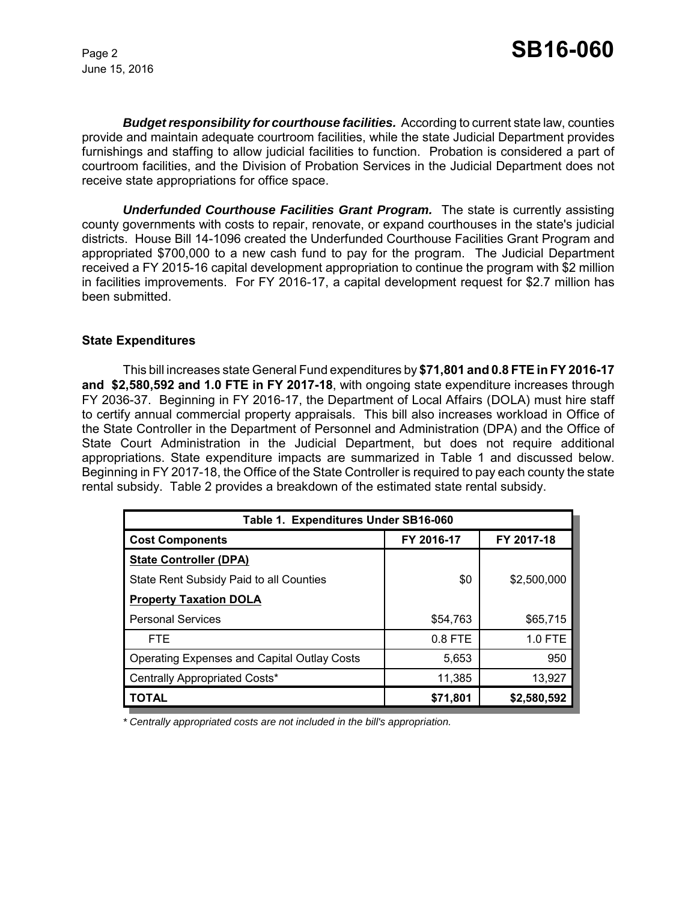***Budget responsibility for courthouse facilities.*** According to current state law, counties provide and maintain adequate courtroom facilities, while the state Judicial Department provides furnishings and staffing to allow judicial facilities to function. Probation is considered a part of courtroom facilities, and the Division of Probation Services in the Judicial Department does not receive state appropriations for office space.

***Underfunded Courthouse Facilities Grant Program.*** The state is currently assisting county governments with costs to repair, renovate, or expand courthouses in the state's judicial districts. House Bill 14-1096 created the Underfunded Courthouse Facilities Grant Program and appropriated $700,000 to a new cash fund to pay for the program. The Judicial Department received a FY 2015-16 capital development appropriation to continue the program with $2 million in facilities improvements. For FY 2016-17, a capital development request for $2.7 million has been submitted.

**State Expenditures**

This bill increases state General Fund expenditures by **$71,801 and 0.8 FTE in FY 2016-17 and $2,580,592 and 1.0 FTE in FY 2017-18**, with ongoing state expenditure increases through FY 2036-37. Beginning in FY 2016-17, the Department of Local Affairs (DOLA) must hire staff to certify annual commercial property appraisals. This bill also increases workload in Office of the State Controller in the Department of Personnel and Administration (DPA) and the Office of State Court Administration in the Judicial Department, but does not require additional appropriations. State expenditure impacts are summarized in Table 1 and discussed below. Beginning in FY 2017-18, the Office of the State Controller is required to pay each county the state rental subsidy. Table 2 provides a breakdown of the estimated state rental subsidy.

| Table 1. Expenditures Under SB16-060 | | |
|---|---|---|
| **Cost Components** | **FY 2016-17** | **FY 2017-18** |
| **State Controller (DPA)** | | |
| State Rent Subsidy Paid to all Counties | $0 | $2,500,000 |
| **Property Taxation DOLA** | | |
| Personal Services | $54,763 | $65,715 |
| FTE | 0.8 FTE | 1.0 FTE |
| Operating Expenses and Capital Outlay Costs | 5,653 | 950 |
| Centrally Appropriated Costs* | 11,385 | 13,927 |
| **TOTAL** | **$71,801** | **$2,580,592** |

*\* Centrally appropriated costs are not included in the bill's appropriation.*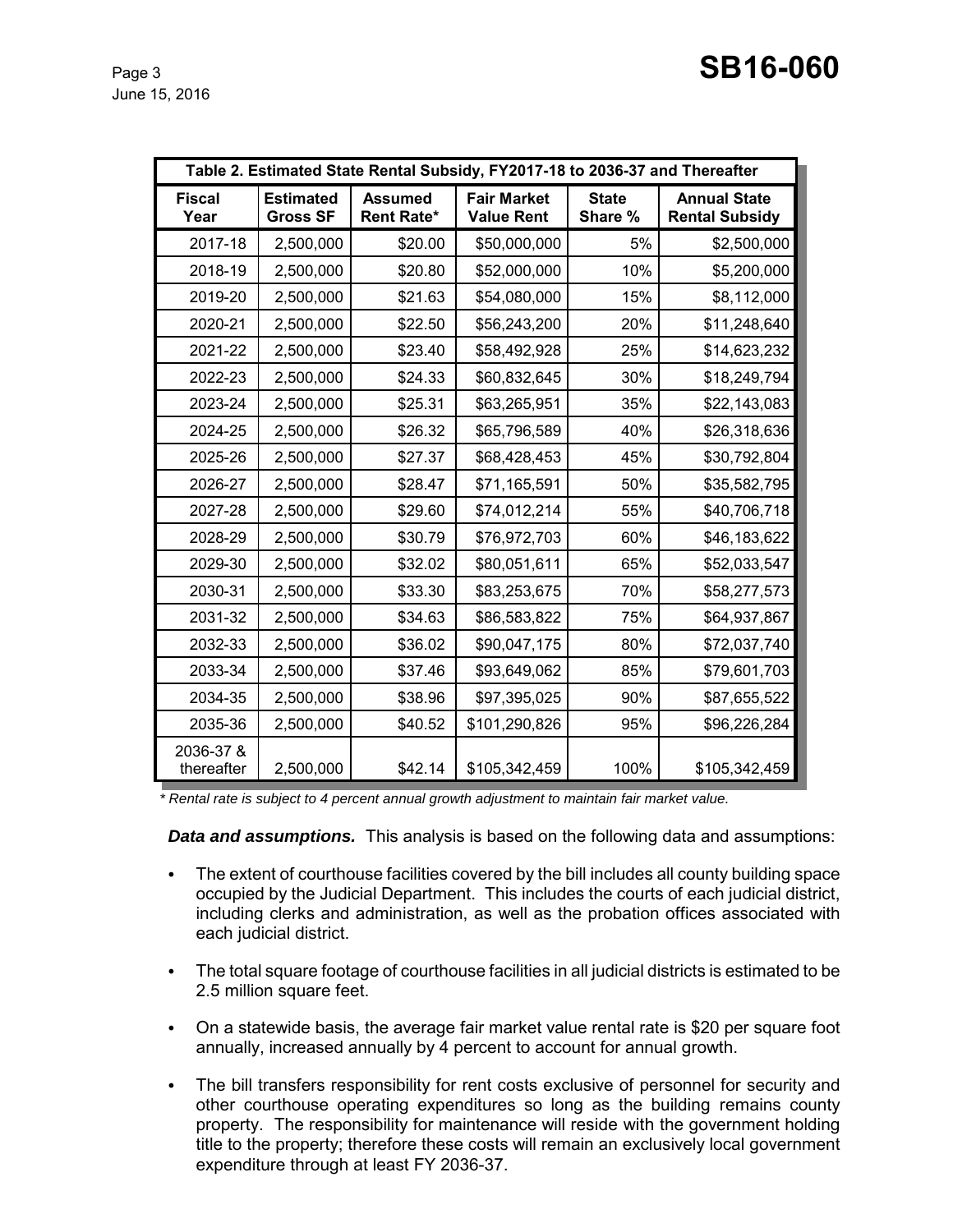| Table 2. Estimated State Rental Subsidy, FY2017-18 to 2036-37 and Thereafter | | | | | |
|---|---|---|---|---|---|
| **Fiscal Year** | **Estimated Gross SF** | **Assumed Rent Rate*** | **Fair Market Value Rent** | **State Share %** | **Annual State Rental Subsidy** |
| 2017-18 | 2,500,000 | $20.00 | $50,000,000 | 5% | $2,500,000 |
| 2018-19 | 2,500,000 | $20.80 | $52,000,000 | 10% | $5,200,000 |
| 2019-20 | 2,500,000 | $21.63 | $54,080,000 | 15% | $8,112,000 |
| 2020-21 | 2,500,000 | $22.50 | $56,243,200 | 20% | $11,248,640 |
| 2021-22 | 2,500,000 | $23.40 | $58,492,928 | 25% | $14,623,232 |
| 2022-23 | 2,500,000 | $24.33 | $60,832,645 | 30% | $18,249,794 |
| 2023-24 | 2,500,000 | $25.31 | $63,265,951 | 35% | $22,143,083 |
| 2024-25 | 2,500,000 | $26.32 | $65,796,589 | 40% | $26,318,636 |
| 2025-26 | 2,500,000 | $27.37 | $68,428,453 | 45% | $30,792,804 |
| 2026-27 | 2,500,000 | $28.47 | $71,165,591 | 50% | $35,582,795 |
| 2027-28 | 2,500,000 | $29.60 | $74,012,214 | 55% | $40,706,718 |
| 2028-29 | 2,500,000 | $30.79 | $76,972,703 | 60% | $46,183,622 |
| 2029-30 | 2,500,000 | $32.02 | $80,051,611 | 65% | $52,033,547 |
| 2030-31 | 2,500,000 | $33.30 | $83,253,675 | 70% | $58,277,573 |
| 2031-32 | 2,500,000 | $34.63 | $86,583,822 | 75% | $64,937,867 |
| 2032-33 | 2,500,000 | $36.02 | $90,047,175 | 80% | $72,037,740 |
| 2033-34 | 2,500,000 | $37.46 | $93,649,062 | 85% | $79,601,703 |
| 2034-35 | 2,500,000 | $38.96 | $97,395,025 | 90% | $87,655,522 |
| 2035-36 | 2,500,000 | $40.52 | $101,290,826 | 95% | $96,226,284 |
| 2036-37 & thereafter | 2,500,000 | $42.14 | $105,342,459 | 100% | $105,342,459 |

*\* Rental rate is subject to 4 percent annual growth adjustment to maintain fair market value.*

***Data and assumptions.*** This analysis is based on the following data and assumptions:

- The extent of courthouse facilities covered by the bill includes all county building space occupied by the Judicial Department. This includes the courts of each judicial district, including clerks and administration, as well as the probation offices associated with each judicial district.
- The total square footage of courthouse facilities in all judicial districts is estimated to be 2.5 million square feet.
- On a statewide basis, the average fair market value rental rate is $20 per square foot annually, increased annually by 4 percent to account for annual growth.
- The bill transfers responsibility for rent costs exclusive of personnel for security and other courthouse operating expenditures so long as the building remains county property. The responsibility for maintenance will reside with the government holding title to the property; therefore these costs will remain an exclusively local government expenditure through at least FY 2036-37.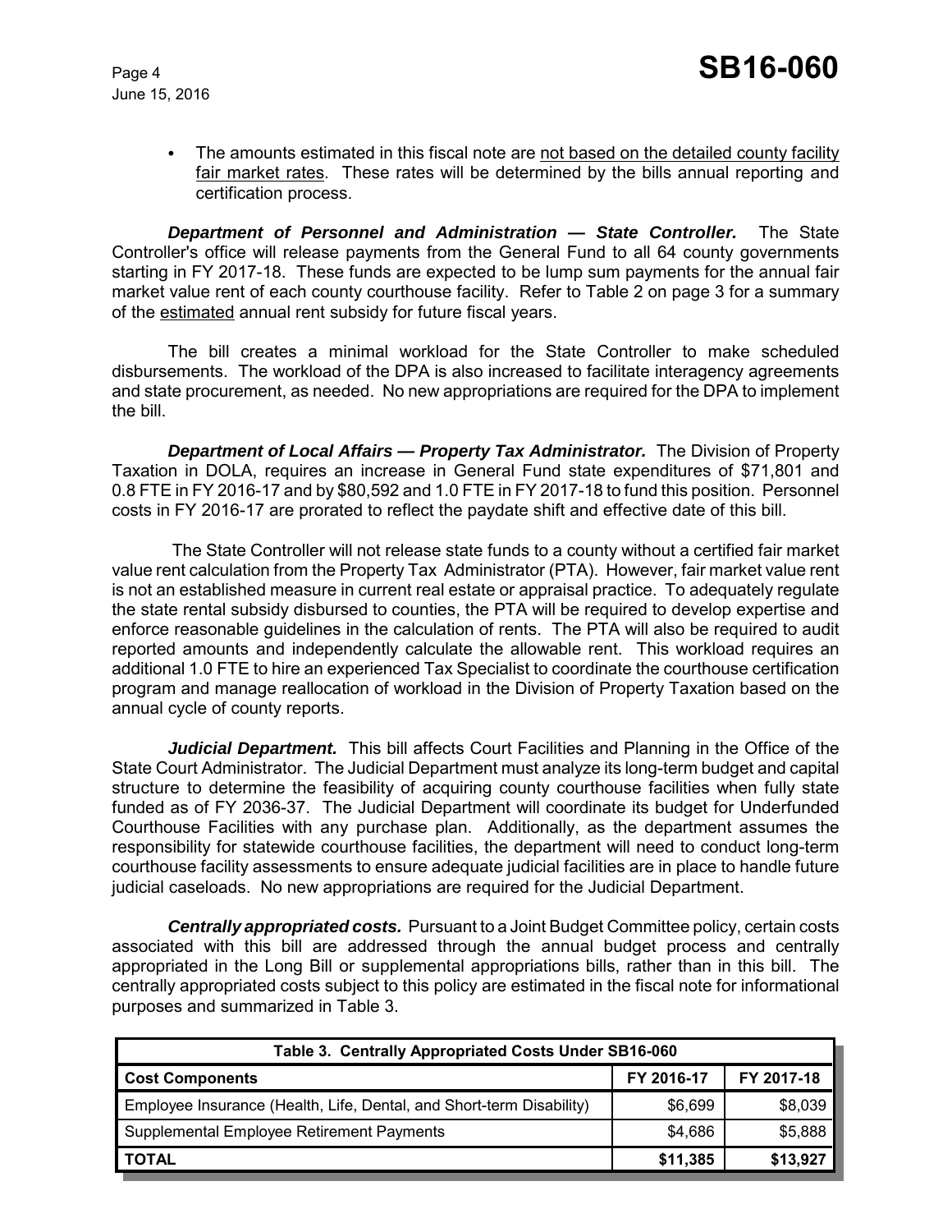- The amounts estimated in this fiscal note are <u>not based on the detailed county facility fair market rates</u>. These rates will be determined by the bills annual reporting and certification process.

***Department of Personnel and Administration — State Controller.*** The State Controller's office will release payments from the General Fund to all 64 county governments starting in FY 2017-18. These funds are expected to be lump sum payments for the annual fair market value rent of each county courthouse facility. Refer to Table 2 on page 3 for a summary of the <u>estimated</u> annual rent subsidy for future fiscal years.

The bill creates a minimal workload for the State Controller to make scheduled disbursements. The workload of the DPA is also increased to facilitate interagency agreements and state procurement, as needed. No new appropriations are required for the DPA to implement the bill.

***Department of Local Affairs — Property Tax Administrator.*** The Division of Property Taxation in DOLA, requires an increase in General Fund state expenditures of $71,801 and 0.8 FTE in FY 2016-17 and by $80,592 and 1.0 FTE in FY 2017-18 to fund this position. Personnel costs in FY 2016-17 are prorated to reflect the paydate shift and effective date of this bill.

The State Controller will not release state funds to a county without a certified fair market value rent calculation from the Property Tax Administrator (PTA). However, fair market value rent is not an established measure in current real estate or appraisal practice. To adequately regulate the state rental subsidy disbursed to counties, the PTA will be required to develop expertise and enforce reasonable guidelines in the calculation of rents. The PTA will also be required to audit reported amounts and independently calculate the allowable rent. This workload requires an additional 1.0 FTE to hire an experienced Tax Specialist to coordinate the courthouse certification program and manage reallocation of workload in the Division of Property Taxation based on the annual cycle of county reports.

***Judicial Department.*** This bill affects Court Facilities and Planning in the Office of the State Court Administrator. The Judicial Department must analyze its long-term budget and capital structure to determine the feasibility of acquiring county courthouse facilities when fully state funded as of FY 2036-37. The Judicial Department will coordinate its budget for Underfunded Courthouse Facilities with any purchase plan. Additionally, as the department assumes the responsibility for statewide courthouse facilities, the department will need to conduct long-term courthouse facility assessments to ensure adequate judicial facilities are in place to handle future judicial caseloads. No new appropriations are required for the Judicial Department.

***Centrally appropriated costs.*** Pursuant to a Joint Budget Committee policy, certain costs associated with this bill are addressed through the annual budget process and centrally appropriated in the Long Bill or supplemental appropriations bills, rather than in this bill. The centrally appropriated costs subject to this policy are estimated in the fiscal note for informational purposes and summarized in Table 3.

**Table 3. Centrally Appropriated Costs Under SB16-060**

| Cost Components | FY 2016-17 | FY 2017-18 |
|---|---|---|
| Employee Insurance (Health, Life, Dental, and Short-term Disability) | $6,699 | $8,039 |
| Supplemental Employee Retirement Payments | $4,686 | $5,888 |
| **TOTAL** | **$11,385** | **$13,927** |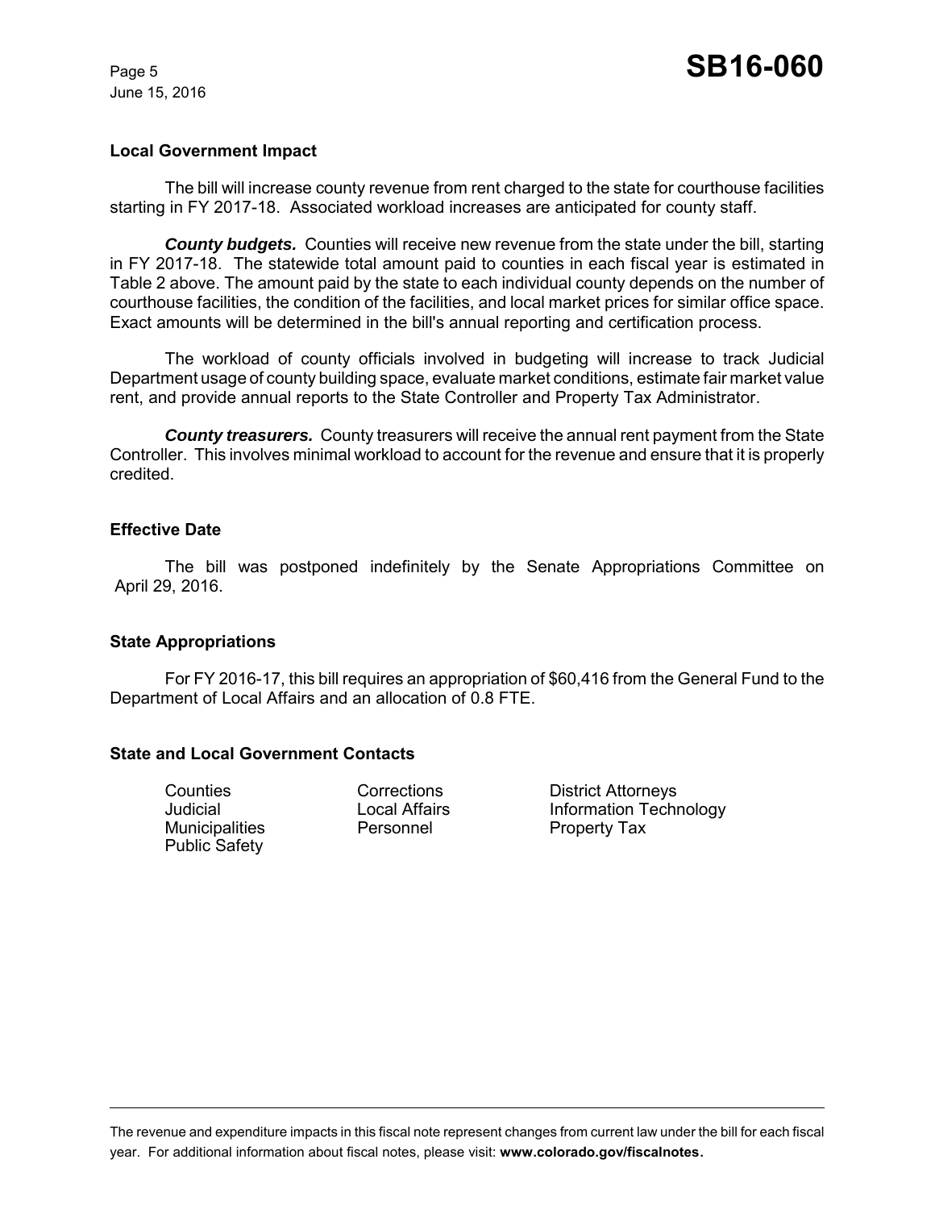**Local Government Impact**

The bill will increase county revenue from rent charged to the state for courthouse facilities starting in FY 2017-18. Associated workload increases are anticipated for county staff.

***County budgets.*** Counties will receive new revenue from the state under the bill, starting in FY 2017-18. The statewide total amount paid to counties in each fiscal year is estimated in Table 2 above. The amount paid by the state to each individual county depends on the number of courthouse facilities, the condition of the facilities, and local market prices for similar office space. Exact amounts will be determined in the bill's annual reporting and certification process.

The workload of county officials involved in budgeting will increase to track Judicial Department usage of county building space, evaluate market conditions, estimate fair market value rent, and provide annual reports to the State Controller and Property Tax Administrator.

***County treasurers.*** County treasurers will receive the annual rent payment from the State Controller. This involves minimal workload to account for the revenue and ensure that it is properly credited.

**Effective Date**

The bill was postponed indefinitely by the Senate Appropriations Committee on April 29, 2016.

**State Appropriations**

For FY 2016-17, this bill requires an appropriation of $60,416 from the General Fund to the Department of Local Affairs and an allocation of 0.8 FTE.

**State and Local Government Contacts**

| | | |
|---|---|---|
| Counties | Corrections | District Attorneys |
| Judicial | Local Affairs | Information Technology |
| Municipalities | Personnel | Property Tax |
| Public Safety | | |

The revenue and expenditure impacts in this fiscal note represent changes from current law under the bill for each fiscal year. For additional information about fiscal notes, please visit: **www.colorado.gov/fiscalnotes.**